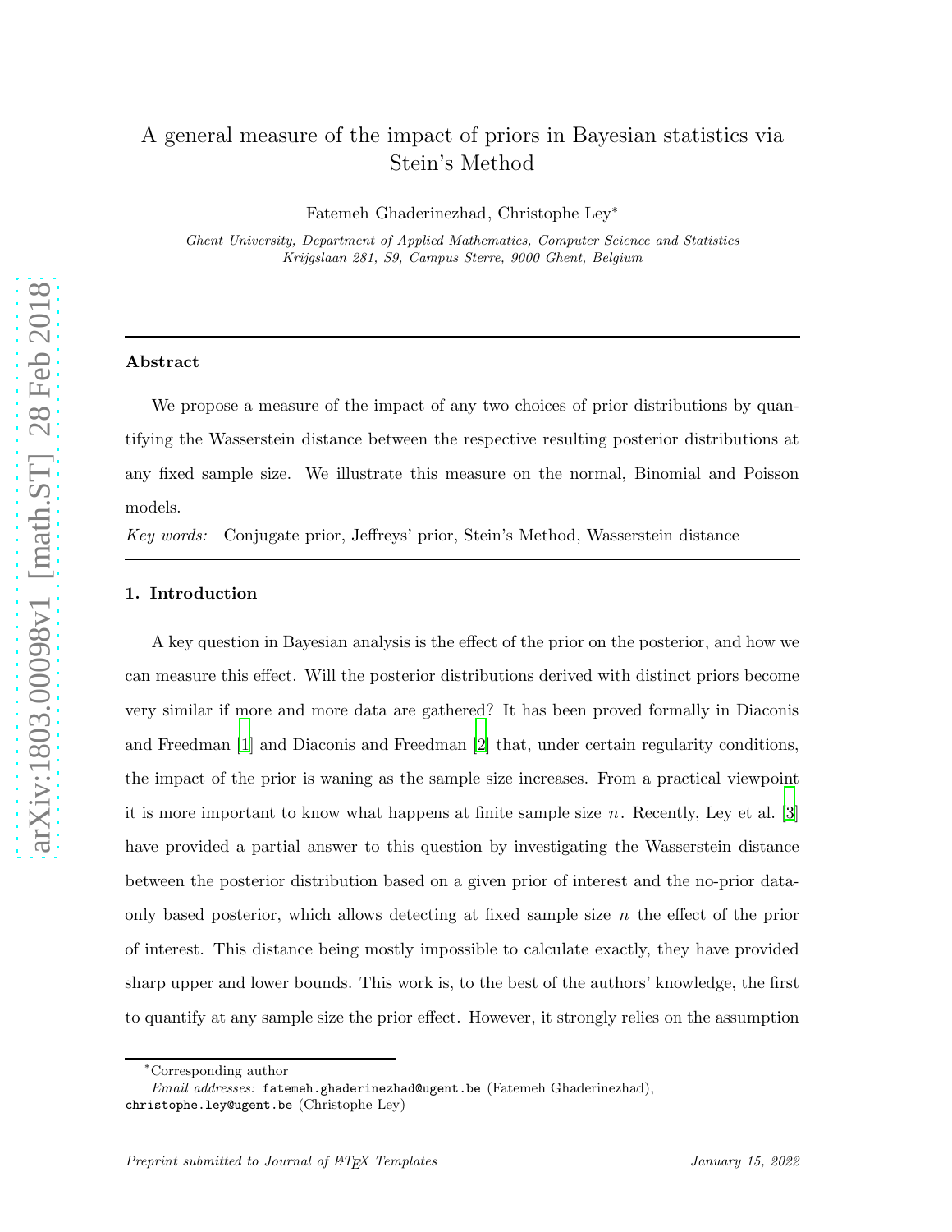# A general measure of the impact of priors in Bayesian statistics via Stein's Method

Fatemeh Ghaderinezhad, Christophe Ley*

*Ghent University, Department of Applied Mathematics, Computer Science and Statistics*
*Krijgslaan 281, S9, Campus Sterre, 9000 Ghent, Belgium*

---

### Abstract

We propose a measure of the impact of any two choices of prior distributions by quantifying the Wasserstein distance between the respective resulting posterior distributions at any fixed sample size. We illustrate this measure on the normal, Binomial and Poisson models.

*Key words:* Conjugate prior, Jeffreys' prior, Stein's Method, Wasserstein distance

---

## 1. Introduction

A key question in Bayesian analysis is the effect of the prior on the posterior, and how we can measure this effect. Will the posterior distributions derived with distinct priors become very similar if more and more data are gathered? It has been proved formally in Diaconis and Freedman [1] and Diaconis and Freedman [2] that, under certain regularity conditions, the impact of the prior is waning as the sample size increases. From a practical viewpoint it is more important to know what happens at finite sample size $n$. Recently, Ley et al. [3] have provided a partial answer to this question by investigating the Wasserstein distance between the posterior distribution based on a given prior of interest and the no-prior data-only based posterior, which allows detecting at fixed sample size $n$ the effect of the prior of interest. This distance being mostly impossible to calculate exactly, they have provided sharp upper and lower bounds. This work is, to the best of the authors' knowledge, the first to quantify at any sample size the prior effect. However, it strongly relies on the assumption

---

*Corresponding author

*Email addresses:* fatemeh.ghaderinezhad@ugent.be (Fatemeh Ghaderinezhad), christophe.ley@ugent.be (Christophe Ley)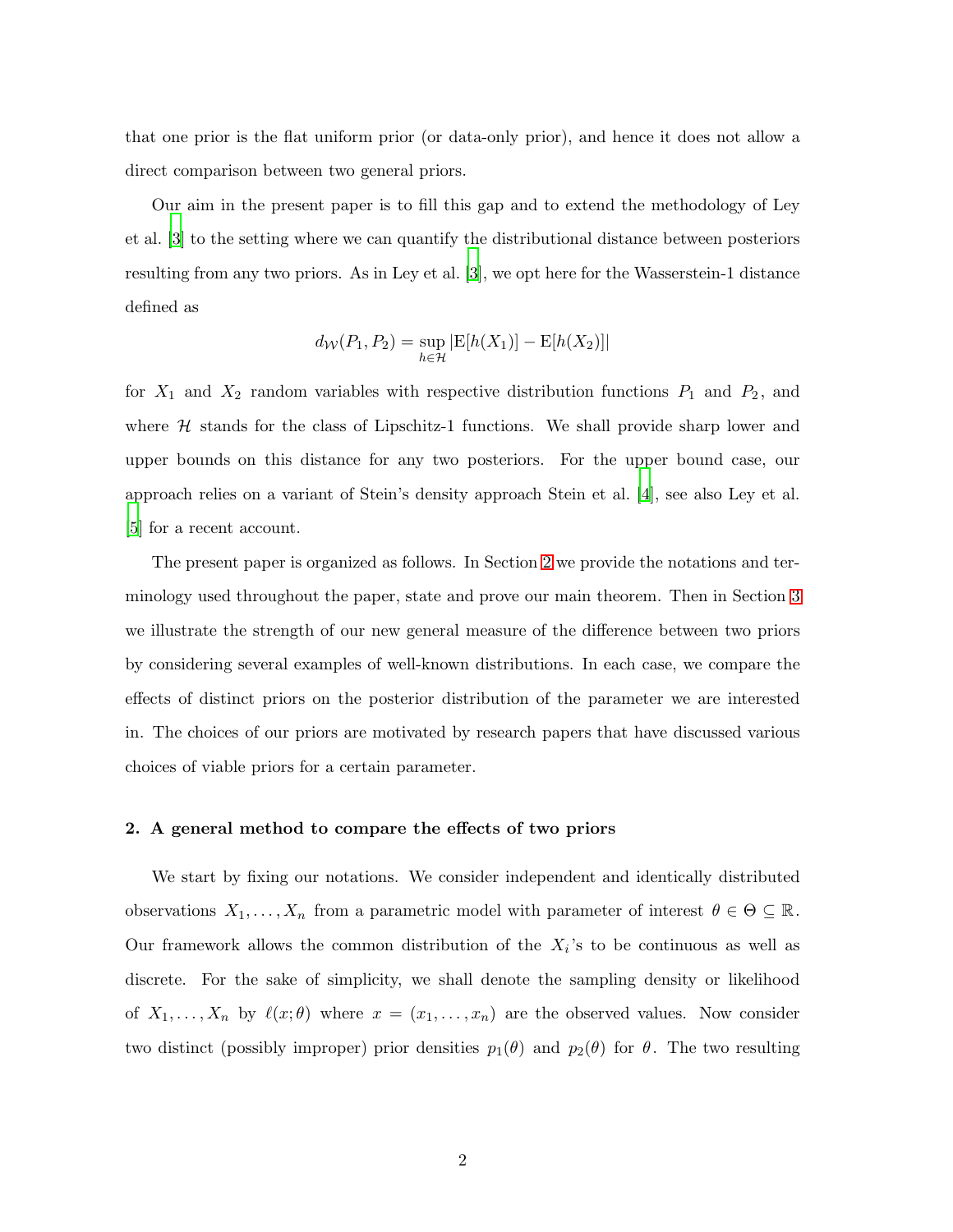that one prior is the flat uniform prior (or data-only prior), and hence it does not allow a direct comparison between two general priors.

Our aim in the present paper is to fill this gap and to extend the methodology of Ley et al. [3] to the setting where we can quantify the distributional distance between posteriors resulting from any two priors. As in Ley et al. [3], we opt here for the Wasserstein-1 distance defined as

$$d_{\mathcal{W}}(P_1, P_2) = \sup_{h \in \mathcal{H}} |\mathrm{E}[h(X_1)] - \mathrm{E}[h(X_2)]|$$

for $X_1$ and $X_2$ random variables with respective distribution functions $P_1$ and $P_2$, and where $\mathcal{H}$ stands for the class of Lipschitz-1 functions. We shall provide sharp lower and upper bounds on this distance for any two posteriors. For the upper bound case, our approach relies on a variant of Stein's density approach Stein et al. [4], see also Ley et al. [5] for a recent account.

The present paper is organized as follows. In Section 2 we provide the notations and terminology used throughout the paper, state and prove our main theorem. Then in Section 3 we illustrate the strength of our new general measure of the difference between two priors by considering several examples of well-known distributions. In each case, we compare the effects of distinct priors on the posterior distribution of the parameter we are interested in. The choices of our priors are motivated by research papers that have discussed various choices of viable priors for a certain parameter.

## 2. A general method to compare the effects of two priors

We start by fixing our notations. We consider independent and identically distributed observations $X_1, \ldots, X_n$ from a parametric model with parameter of interest $\theta \in \Theta \subseteq \mathbb{R}$. Our framework allows the common distribution of the $X_i$'s to be continuous as well as discrete. For the sake of simplicity, we shall denote the sampling density or likelihood of $X_1, \ldots, X_n$ by $\ell(x; \theta)$ where $x = (x_1, \ldots, x_n)$ are the observed values. Now consider two distinct (possibly improper) prior densities $p_1(\theta)$ and $p_2(\theta)$ for $\theta$. The two resulting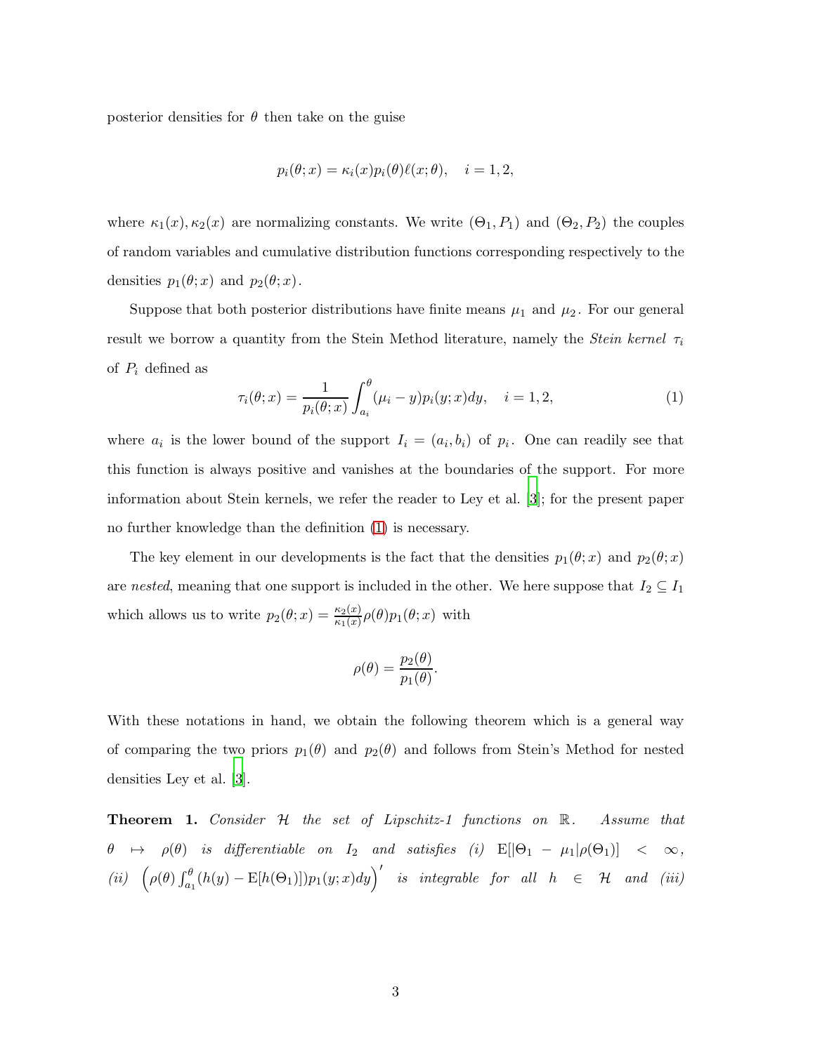posterior densities for $\theta$ then take on the guise

$$p_i(\theta; x) = \kappa_i(x) p_i(\theta) \ell(x; \theta), \quad i = 1, 2,$$

where $\kappa_1(x), \kappa_2(x)$ are normalizing constants. We write $(\Theta_1, P_1)$ and $(\Theta_2, P_2)$ the couples of random variables and cumulative distribution functions corresponding respectively to the densities $p_1(\theta; x)$ and $p_2(\theta; x)$.

Suppose that both posterior distributions have finite means $\mu_1$ and $\mu_2$. For our general result we borrow a quantity from the Stein Method literature, namely the *Stein kernel* $\tau_i$ of $P_i$ defined as

$$\tau_i(\theta; x) = \frac{1}{p_i(\theta; x)} \int_{a_i}^{\theta} (\mu_i - y) p_i(y; x) dy, \quad i = 1, 2, \tag{1}$$

where $a_i$ is the lower bound of the support $I_i = (a_i, b_i)$ of $p_i$. One can readily see that this function is always positive and vanishes at the boundaries of the support. For more information about Stein kernels, we refer the reader to Ley et al. [3]; for the present paper no further knowledge than the definition (1) is necessary.

The key element in our developments is the fact that the densities $p_1(\theta; x)$ and $p_2(\theta; x)$ are *nested*, meaning that one support is included in the other. We here suppose that $I_2 \subseteq I_1$ which allows us to write $p_2(\theta; x) = \frac{\kappa_2(x)}{\kappa_1(x)} \rho(\theta) p_1(\theta; x)$ with

$$\rho(\theta) = \frac{p_2(\theta)}{p_1(\theta)}.$$

With these notations in hand, we obtain the following theorem which is a general way of comparing the two priors $p_1(\theta)$ and $p_2(\theta)$ and follows from Stein's Method for nested densities Ley et al. [3].

**Theorem 1.** *Consider $\mathcal{H}$ the set of Lipschitz-1 functions on $\mathbb{R}$. Assume that $\theta \mapsto \rho(\theta)$ is differentiable on $I_2$ and satisfies (i) $\mathrm{E}[|\Theta_1 - \mu_1| \rho(\Theta_1)] < \infty$, (ii) $\left(\rho(\theta) \int_{a_1}^{\theta} (h(y) - \mathrm{E}[h(\Theta_1)]) p_1(y; x) dy\right)'$ is integrable for all $h \in \mathcal{H}$ and (iii)*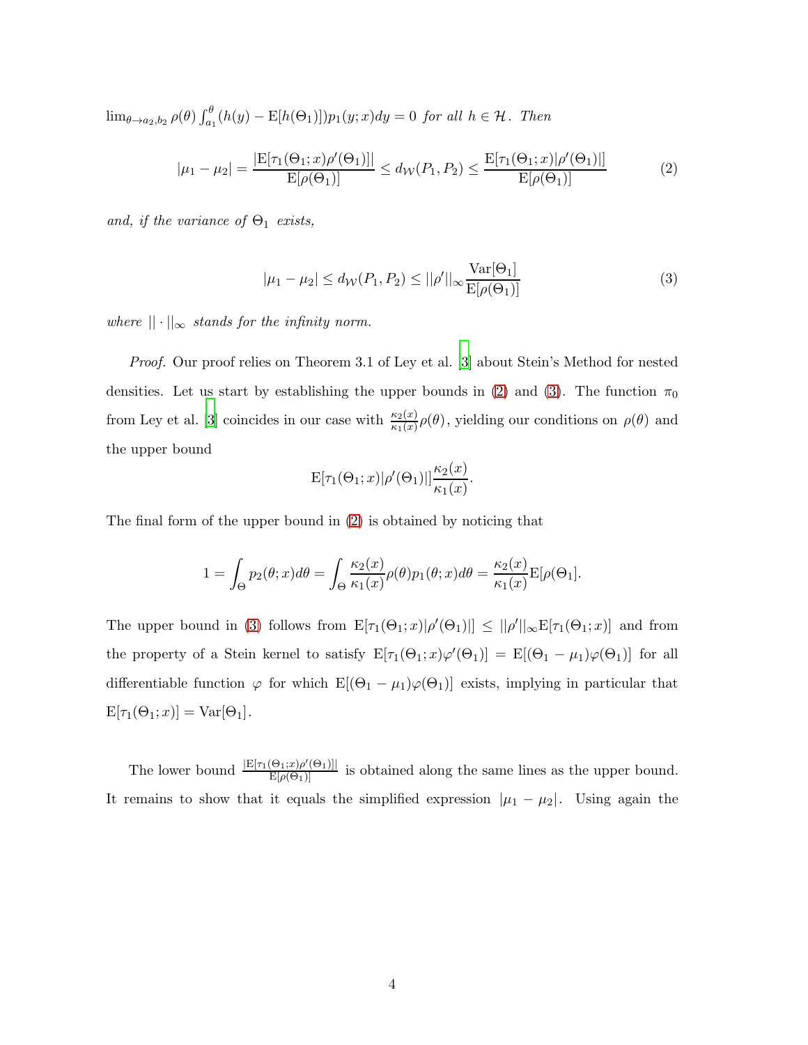$\lim_{\theta \to a_2, b_2} \rho(\theta) \int_{a_1}^{\theta} (h(y) - \mathrm{E}[h(\Theta_1)]) p_1(y; x) dy = 0$ *for all* $h \in \mathcal{H}$*. Then*

$$|\mu_1 - \mu_2| = \frac{|\mathrm{E}[\tau_1(\Theta_1; x)\rho'(\Theta_1)]|}{\mathrm{E}[\rho(\Theta_1)]} \leq d_{\mathcal{W}}(P_1, P_2) \leq \frac{\mathrm{E}[\tau_1(\Theta_1; x)|\rho'(\Theta_1)|]}{\mathrm{E}[\rho(\Theta_1)]} \tag{2}$$

*and, if the variance of* $\Theta_1$ *exists,*

$$|\mu_1 - \mu_2| \leq d_{\mathcal{W}}(P_1, P_2) \leq ||\rho'||_\infty \frac{\mathrm{Var}[\Theta_1]}{\mathrm{E}[\rho(\Theta_1)]} \tag{3}$$

*where* $|| \cdot ||_\infty$ *stands for the infinity norm.*

*Proof.* Our proof relies on Theorem 3.1 of Ley et al. [3] about Stein's Method for nested densities. Let us start by establishing the upper bounds in (2) and (3). The function $\pi_0$ from Ley et al. [3] coincides in our case with $\frac{\kappa_2(x)}{\kappa_1(x)}\rho(\theta)$, yielding our conditions on $\rho(\theta)$ and the upper bound

$$\mathrm{E}[\tau_1(\Theta_1; x)|\rho'(\Theta_1)|] \frac{\kappa_2(x)}{\kappa_1(x)}.$$

The final form of the upper bound in (2) is obtained by noticing that

$$1 = \int_\Theta p_2(\theta; x) d\theta = \int_\Theta \frac{\kappa_2(x)}{\kappa_1(x)} \rho(\theta) p_1(\theta; x) d\theta = \frac{\kappa_2(x)}{\kappa_1(x)} \mathrm{E}[\rho(\Theta_1].$$

The upper bound in (3) follows from $\mathrm{E}[\tau_1(\Theta_1; x)|\rho'(\Theta_1)|] \leq ||\rho'||_\infty \mathrm{E}[\tau_1(\Theta_1; x)]$ and from the property of a Stein kernel to satisfy $\mathrm{E}[\tau_1(\Theta_1; x)\varphi'(\Theta_1)] = \mathrm{E}[(\Theta_1 - \mu_1)\varphi(\Theta_1)]$ for all differentiable function $\varphi$ for which $\mathrm{E}[(\Theta_1 - \mu_1)\varphi(\Theta_1)]$ exists, implying in particular that $\mathrm{E}[\tau_1(\Theta_1; x)] = \mathrm{Var}[\Theta_1]$.

The lower bound $\frac{|\mathrm{E}[\tau_1(\Theta_1; x)\rho'(\Theta_1)]|}{\mathrm{E}[\rho(\Theta_1)]}$ is obtained along the same lines as the upper bound. It remains to show that it equals the simplified expression $|\mu_1 - \mu_2|$. Using again the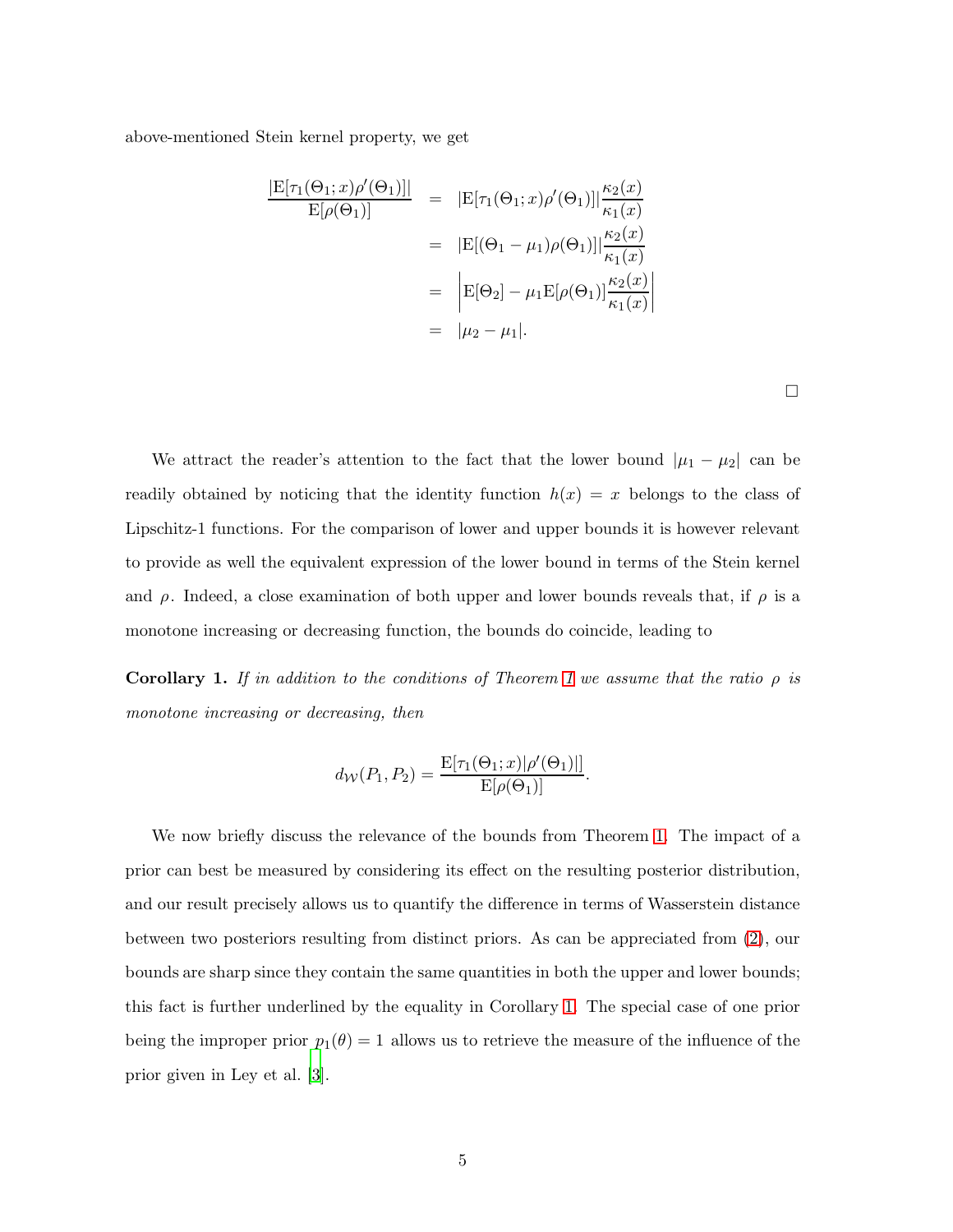above-mentioned Stein kernel property, we get

$$
\begin{aligned}
\frac{|\mathrm{E}[\tau_1(\Theta_1;x)\rho'(\Theta_1)]|}{\mathrm{E}[\rho(\Theta_1)]} &= |\mathrm{E}[\tau_1(\Theta_1;x)\rho'(\Theta_1)]|\frac{\kappa_2(x)}{\kappa_1(x)} \\
&= |\mathrm{E}[(\Theta_1-\mu_1)\rho(\Theta_1)]|\frac{\kappa_2(x)}{\kappa_1(x)} \\
&= \left|\mathrm{E}[\Theta_2] - \mu_1\mathrm{E}[\rho(\Theta_1)]\frac{\kappa_2(x)}{\kappa_1(x)}\right| \\
&= |\mu_2-\mu_1|.
\end{aligned}
$$

□

We attract the reader's attention to the fact that the lower bound $|\mu_1 - \mu_2|$ can be readily obtained by noticing that the identity function $h(x) = x$ belongs to the class of Lipschitz-1 functions. For the comparison of lower and upper bounds it is however relevant to provide as well the equivalent expression of the lower bound in terms of the Stein kernel and $\rho$. Indeed, a close examination of both upper and lower bounds reveals that, if $\rho$ is a monotone increasing or decreasing function, the bounds do coincide, leading to

**Corollary 1.** *If in addition to the conditions of Theorem 1 we assume that the ratio $\rho$ is monotone increasing or decreasing, then*

$$
d_{\mathcal{W}}(P_1,P_2) = \frac{\mathrm{E}[\tau_1(\Theta_1;x)|\rho'(\Theta_1)|]}{\mathrm{E}[\rho(\Theta_1)]}.
$$

We now briefly discuss the relevance of the bounds from Theorem 1. The impact of a prior can best be measured by considering its effect on the resulting posterior distribution, and our result precisely allows us to quantify the difference in terms of Wasserstein distance between two posteriors resulting from distinct priors. As can be appreciated from (2), our bounds are sharp since they contain the same quantities in both the upper and lower bounds; this fact is further underlined by the equality in Corollary 1. The special case of one prior being the improper prior $p_1(\theta) = 1$ allows us to retrieve the measure of the influence of the prior given in Ley et al. [3].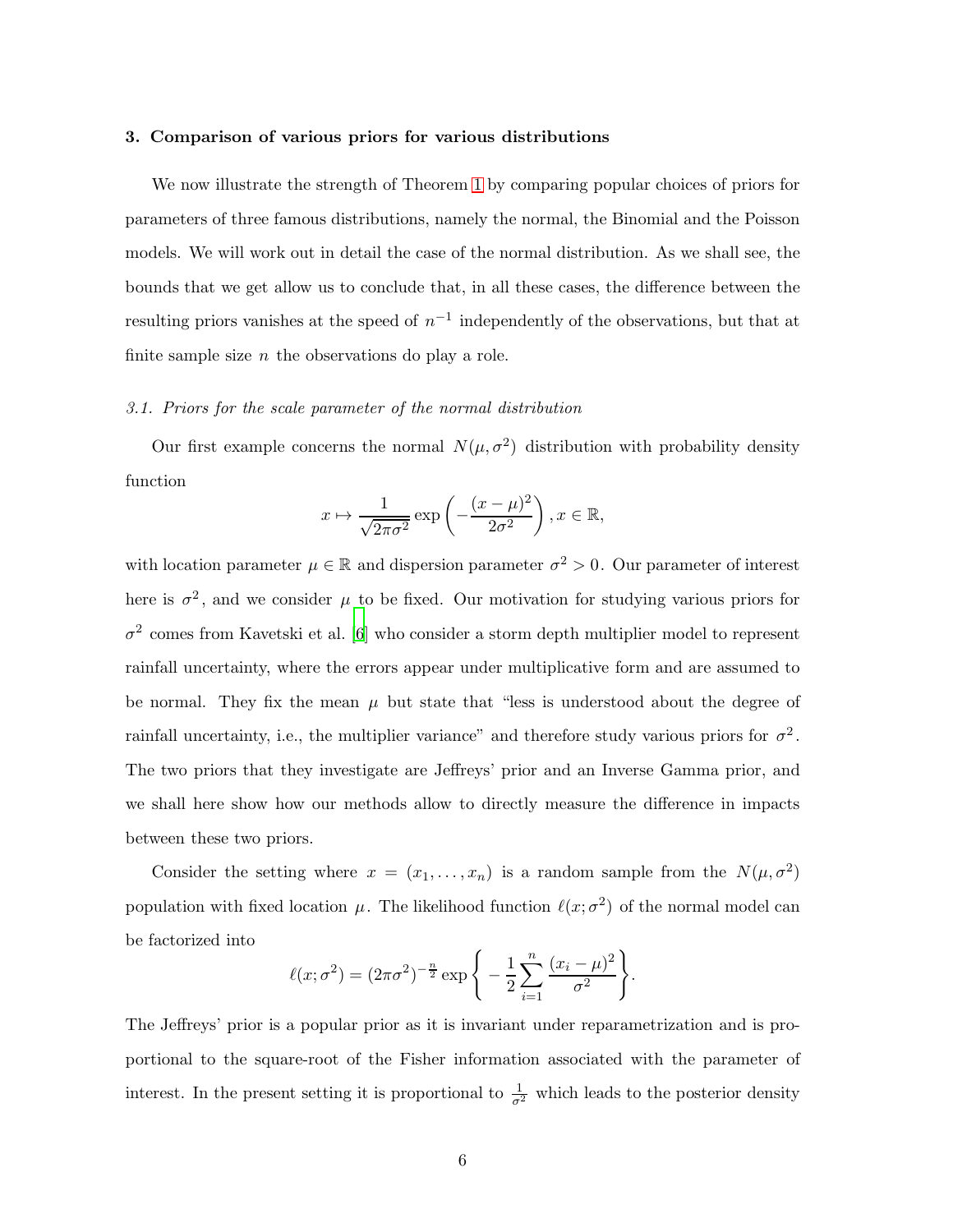### 3. Comparison of various priors for various distributions

We now illustrate the strength of Theorem 1 by comparing popular choices of priors for parameters of three famous distributions, namely the normal, the Binomial and the Poisson models. We will work out in detail the case of the normal distribution. As we shall see, the bounds that we get allow us to conclude that, in all these cases, the difference between the resulting priors vanishes at the speed of $n^{-1}$ independently of the observations, but that at finite sample size $n$ the observations do play a role.

#### *3.1. Priors for the scale parameter of the normal distribution*

Our first example concerns the normal $N(\mu, \sigma^2)$ distribution with probability density function

$$x \mapsto \frac{1}{\sqrt{2\pi\sigma^2}} \exp\left(-\frac{(x-\mu)^2}{2\sigma^2}\right), x \in \mathbb{R},$$

with location parameter $\mu \in \mathbb{R}$ and dispersion parameter $\sigma^2 > 0$. Our parameter of interest here is $\sigma^2$, and we consider $\mu$ to be fixed. Our motivation for studying various priors for $\sigma^2$ comes from Kavetski et al. [6] who consider a storm depth multiplier model to represent rainfall uncertainty, where the errors appear under multiplicative form and are assumed to be normal. They fix the mean $\mu$ but state that "less is understood about the degree of rainfall uncertainty, i.e., the multiplier variance" and therefore study various priors for $\sigma^2$. The two priors that they investigate are Jeffreys' prior and an Inverse Gamma prior, and we shall here show how our methods allow to directly measure the difference in impacts between these two priors.

Consider the setting where $x = (x_1, \ldots, x_n)$ is a random sample from the $N(\mu, \sigma^2)$ population with fixed location $\mu$. The likelihood function $\ell(x; \sigma^2)$ of the normal model can be factorized into

$$\ell(x; \sigma^2) = (2\pi\sigma^2)^{-\frac{n}{2}} \exp\left\{ -\frac{1}{2} \sum_{i=1}^{n} \frac{(x_i - \mu)^2}{\sigma^2} \right\}.$$

The Jeffreys' prior is a popular prior as it is invariant under reparametrization and is proportional to the square-root of the Fisher information associated with the parameter of interest. In the present setting it is proportional to $\frac{1}{\sigma^2}$ which leads to the posterior density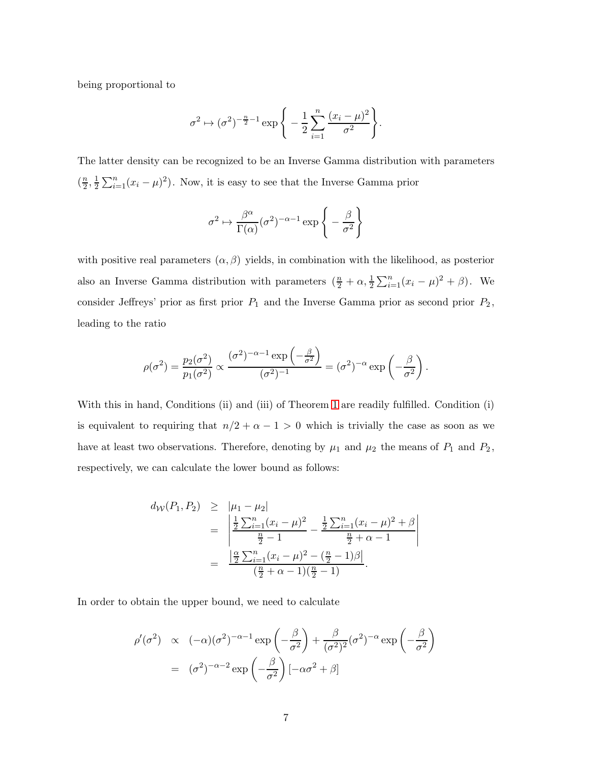being proportional to

$$\sigma^2 \mapsto (\sigma^2)^{-\frac{n}{2}-1} \exp\bigg\{ -\frac{1}{2}\sum_{i=1}^{n} \frac{(x_i-\mu)^2}{\sigma^2} \bigg\}.$$

The latter density can be recognized to be an Inverse Gamma distribution with parameters $(\frac{n}{2}, \frac{1}{2}\sum_{i=1}^{n}(x_i-\mu)^2)$. Now, it is easy to see that the Inverse Gamma prior

$$\sigma^2 \mapsto \frac{\beta^\alpha}{\Gamma(\alpha)}(\sigma^2)^{-\alpha-1} \exp\bigg\{ -\frac{\beta}{\sigma^2} \bigg\}$$

with positive real parameters $(\alpha, \beta)$ yields, in combination with the likelihood, as posterior also an Inverse Gamma distribution with parameters $(\frac{n}{2}+\alpha, \frac{1}{2}\sum_{i=1}^{n}(x_i-\mu)^2+\beta)$. We consider Jeffreys' prior as first prior $P_1$ and the Inverse Gamma prior as second prior $P_2$, leading to the ratio

$$\rho(\sigma^2) = \frac{p_2(\sigma^2)}{p_1(\sigma^2)} \propto \frac{(\sigma^2)^{-\alpha-1}\exp\left(-\frac{\beta}{\sigma^2}\right)}{(\sigma^2)^{-1}} = (\sigma^2)^{-\alpha}\exp\left(-\frac{\beta}{\sigma^2}\right).$$

With this in hand, Conditions (ii) and (iii) of Theorem 1 are readily fulfilled. Condition (i) is equivalent to requiring that $n/2+\alpha-1>0$ which is trivially the case as soon as we have at least two observations. Therefore, denoting by $\mu_1$ and $\mu_2$ the means of $P_1$ and $P_2$, respectively, we can calculate the lower bound as follows:

$$\begin{aligned} d_{\mathcal{W}}(P_1,P_2) &\geq |\mu_1-\mu_2| \\ &= \left| \frac{\frac{1}{2}\sum_{i=1}^{n}(x_i-\mu)^2}{\frac{n}{2}-1} - \frac{\frac{1}{2}\sum_{i=1}^{n}(x_i-\mu)^2+\beta}{\frac{n}{2}+\alpha-1} \right| \\ &= \frac{\left|\frac{\alpha}{2}\sum_{i=1}^{n}(x_i-\mu)^2-(\frac{n}{2}-1)\beta\right|}{(\frac{n}{2}+\alpha-1)(\frac{n}{2}-1)}. \end{aligned}$$

In order to obtain the upper bound, we need to calculate

$$\begin{aligned} \rho'(\sigma^2) &\propto (-\alpha)(\sigma^2)^{-\alpha-1}\exp\left(-\frac{\beta}{\sigma^2}\right) + \frac{\beta}{(\sigma^2)^2}(\sigma^2)^{-\alpha}\exp\left(-\frac{\beta}{\sigma^2}\right) \\ &= (\sigma^2)^{-\alpha-2}\exp\left(-\frac{\beta}{\sigma^2}\right)[-\alpha\sigma^2+\beta] \end{aligned}$$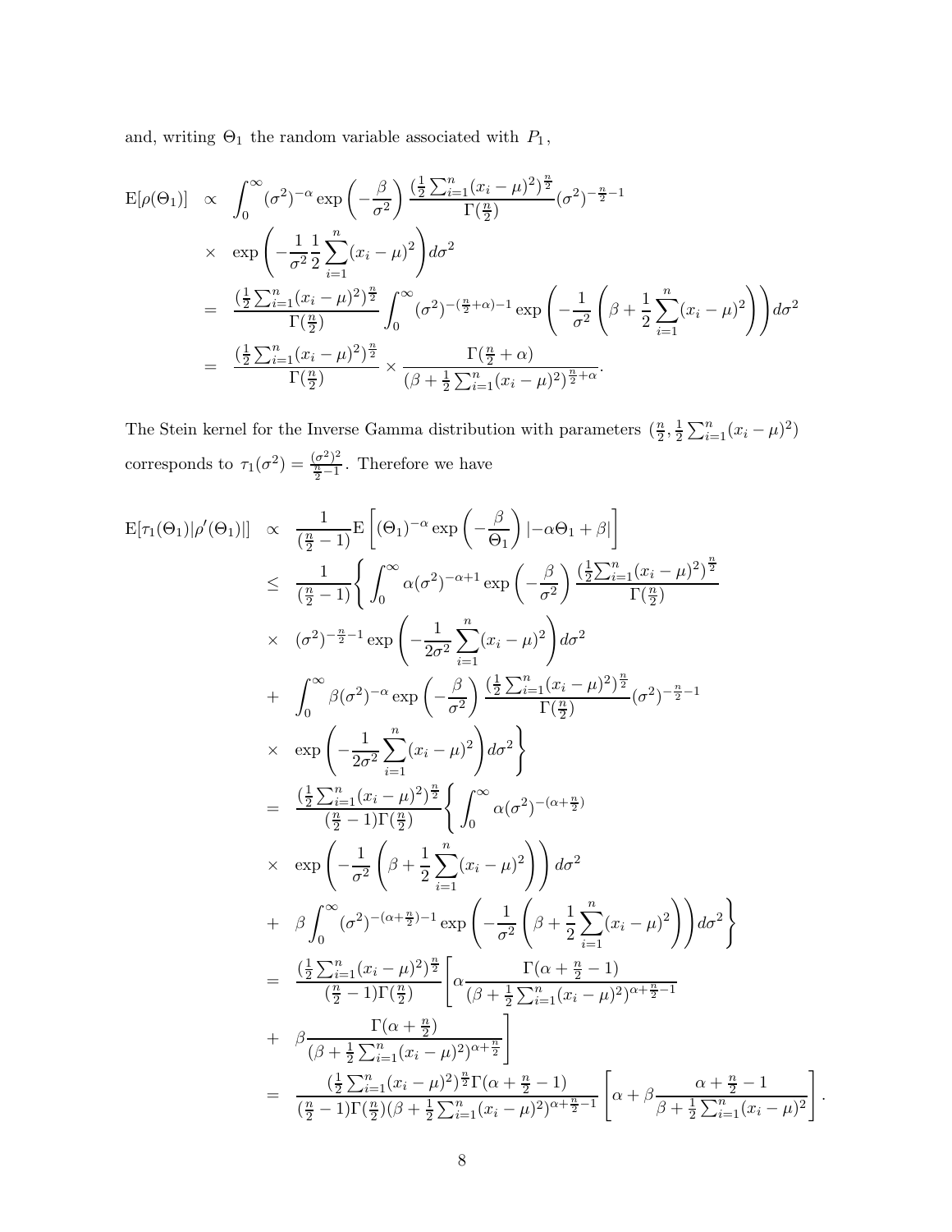and, writing $\Theta_1$ the random variable associated with $P_1$,

$$
\begin{aligned}
\mathrm{E}[\rho(\Theta_1)] &\propto \int_0^\infty (\sigma^2)^{-\alpha} \exp\left(-\frac{\beta}{\sigma^2}\right) \frac{(\frac{1}{2}\sum_{i=1}^n (x_i-\mu)^2)^{\frac{n}{2}}}{\Gamma(\frac{n}{2})} (\sigma^2)^{-\frac{n}{2}-1} \\
&\times \exp\left(-\frac{1}{\sigma^2}\frac{1}{2}\sum_{i=1}^n (x_i-\mu)^2\right) d\sigma^2 \\
&= \frac{(\frac{1}{2}\sum_{i=1}^n (x_i-\mu)^2)^{\frac{n}{2}}}{\Gamma(\frac{n}{2})} \int_0^\infty (\sigma^2)^{-(\frac{n}{2}+\alpha)-1} \exp\left(-\frac{1}{\sigma^2}\left(\beta + \frac{1}{2}\sum_{i=1}^n (x_i-\mu)^2\right)\right) d\sigma^2 \\
&= \frac{(\frac{1}{2}\sum_{i=1}^n (x_i-\mu)^2)^{\frac{n}{2}}}{\Gamma(\frac{n}{2})} \times \frac{\Gamma(\frac{n}{2}+\alpha)}{(\beta + \frac{1}{2}\sum_{i=1}^n (x_i-\mu)^2)^{\frac{n}{2}+\alpha}}.
\end{aligned}
$$

The Stein kernel for the Inverse Gamma distribution with parameters $(\frac{n}{2}, \frac{1}{2}\sum_{i=1}^n (x_i-\mu)^2)$ corresponds to $\tau_1(\sigma^2) = \frac{(\sigma^2)^2}{\frac{n}{2}-1}$. Therefore we have

$$
\begin{aligned}
\mathrm{E}[\tau_1(\Theta_1)|\rho'(\Theta_1)|] &\propto \frac{1}{(\frac{n}{2}-1)} \mathrm{E}\left[(\Theta_1)^{-\alpha} \exp\left(-\frac{\beta}{\Theta_1}\right) |-\alpha\Theta_1 + \beta|\right] \\
&\leq \frac{1}{(\frac{n}{2}-1)} \Bigg\{ \int_0^\infty \alpha(\sigma^2)^{-\alpha+1} \exp\left(-\frac{\beta}{\sigma^2}\right) \frac{(\frac{1}{2}\sum_{i=1}^n (x_i-\mu)^2)^{\frac{n}{2}}}{\Gamma(\frac{n}{2})} \\
&\times (\sigma^2)^{-\frac{n}{2}-1} \exp\left(-\frac{1}{2\sigma^2}\sum_{i=1}^n (x_i-\mu)^2\right) d\sigma^2 \\
&+ \int_0^\infty \beta(\sigma^2)^{-\alpha} \exp\left(-\frac{\beta}{\sigma^2}\right) \frac{(\frac{1}{2}\sum_{i=1}^n (x_i-\mu)^2)^{\frac{n}{2}}}{\Gamma(\frac{n}{2})} (\sigma^2)^{-\frac{n}{2}-1} \\
&\times \exp\left(-\frac{1}{2\sigma^2}\sum_{i=1}^n (x_i-\mu)^2\right) d\sigma^2 \Bigg\} \\
&= \frac{(\frac{1}{2}\sum_{i=1}^n (x_i-\mu)^2)^{\frac{n}{2}}}{(\frac{n}{2}-1)\Gamma(\frac{n}{2})} \Bigg\{ \int_0^\infty \alpha(\sigma^2)^{-(\alpha+\frac{n}{2})} \\
&\times \exp\left(-\frac{1}{\sigma^2}\left(\beta + \frac{1}{2}\sum_{i=1}^n (x_i-\mu)^2\right)\right) d\sigma^2 \\
&+ \beta \int_0^\infty (\sigma^2)^{-(\alpha+\frac{n}{2})-1} \exp\left(-\frac{1}{\sigma^2}\left(\beta + \frac{1}{2}\sum_{i=1}^n (x_i-\mu)^2\right)\right) d\sigma^2 \Bigg\} \\
&= \frac{(\frac{1}{2}\sum_{i=1}^n (x_i-\mu)^2)^{\frac{n}{2}}}{(\frac{n}{2}-1)\Gamma(\frac{n}{2})} \Bigg[ \alpha \frac{\Gamma(\alpha+\frac{n}{2}-1)}{(\beta + \frac{1}{2}\sum_{i=1}^n (x_i-\mu)^2)^{\alpha+\frac{n}{2}-1}} \\
&+ \beta \frac{\Gamma(\alpha+\frac{n}{2})}{(\beta + \frac{1}{2}\sum_{i=1}^n (x_i-\mu)^2)^{\alpha+\frac{n}{2}}} \Bigg] \\
&= \frac{(\frac{1}{2}\sum_{i=1}^n (x_i-\mu)^2)^{\frac{n}{2}} \Gamma(\alpha+\frac{n}{2}-1)}{(\frac{n}{2}-1)\Gamma(\frac{n}{2})(\beta + \frac{1}{2}\sum_{i=1}^n (x_i-\mu)^2)^{\alpha+\frac{n}{2}-1}} \left[\alpha + \beta \frac{\alpha+\frac{n}{2}-1}{\beta + \frac{1}{2}\sum_{i=1}^n (x_i-\mu)^2}\right].
\end{aligned}
$$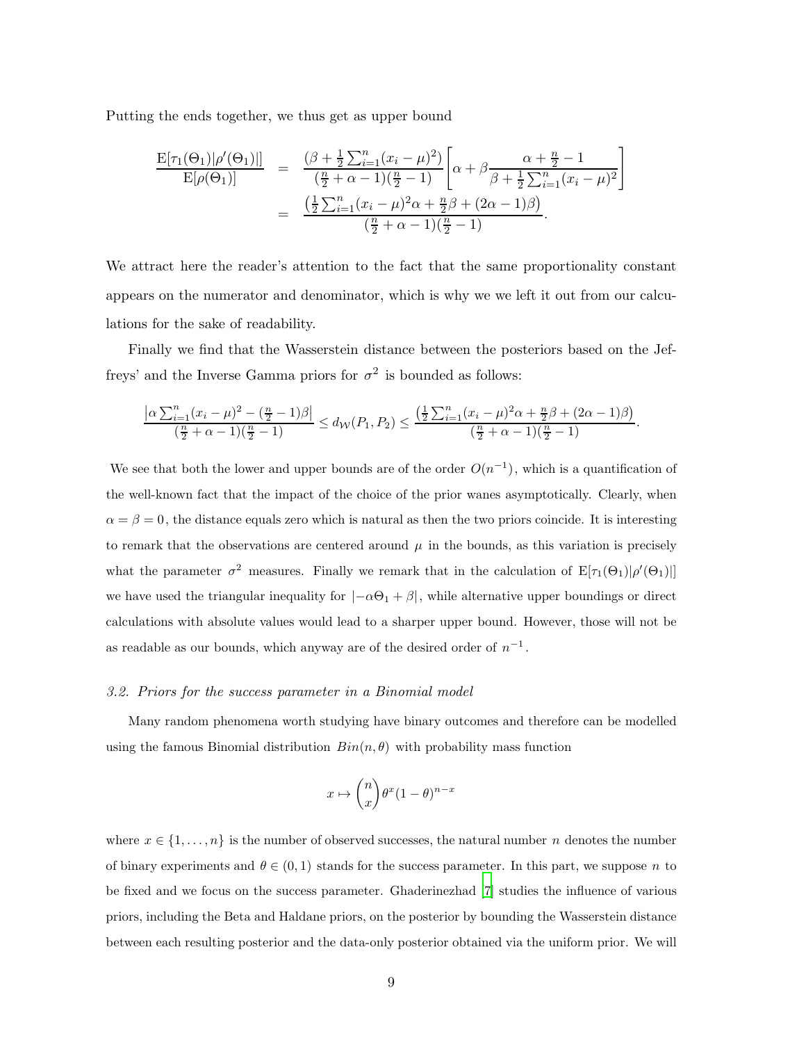Putting the ends together, we thus get as upper bound

$$
\begin{aligned}
\frac{\mathrm{E}[\tau_1(\Theta_1)|\rho'(\Theta_1)|]}{\mathrm{E}[\rho(\Theta_1)]} &= \frac{(\beta + \frac{1}{2}\sum_{i=1}^n (x_i-\mu)^2)}{(\frac{n}{2}+\alpha-1)(\frac{n}{2}-1)}\left[\alpha + \beta \frac{\alpha+\frac{n}{2}-1}{\beta+\frac{1}{2}\sum_{i=1}^n (x_i-\mu)^2}\right] \\
&= \frac{\left(\frac{1}{2}\sum_{i=1}^n (x_i-\mu)^2\alpha + \frac{n}{2}\beta + (2\alpha-1)\beta\right)}{(\frac{n}{2}+\alpha-1)(\frac{n}{2}-1)}.
\end{aligned}
$$

We attract here the reader's attention to the fact that the same proportionality constant appears on the numerator and denominator, which is why we we left it out from our calculations for the sake of readability.

Finally we find that the Wasserstein distance between the posteriors based on the Jeffreys' and the Inverse Gamma priors for $\sigma^2$ is bounded as follows:

$$
\frac{\left|\alpha \sum_{i=1}^n (x_i-\mu)^2 - (\frac{n}{2}-1)\beta\right|}{(\frac{n}{2}+\alpha-1)(\frac{n}{2}-1)} \leq d_{\mathcal{W}}(P_1,P_2) \leq \frac{\left(\frac{1}{2}\sum_{i=1}^n (x_i-\mu)^2\alpha + \frac{n}{2}\beta + (2\alpha-1)\beta\right)}{(\frac{n}{2}+\alpha-1)(\frac{n}{2}-1)}.
$$

We see that both the lower and upper bounds are of the order $O(n^{-1})$, which is a quantification of the well-known fact that the impact of the choice of the prior wanes asymptotically. Clearly, when $\alpha = \beta = 0$, the distance equals zero which is natural as then the two priors coincide. It is interesting to remark that the observations are centered around $\mu$ in the bounds, as this variation is precisely what the parameter $\sigma^2$ measures. Finally we remark that in the calculation of $\mathrm{E}[\tau_1(\Theta_1)|\rho'(\Theta_1)|]$ we have used the triangular inequality for $|-\alpha\Theta_1 + \beta|$, while alternative upper boundings or direct calculations with absolute values would lead to a sharper upper bound. However, those will not be as readable as our bounds, which anyway are of the desired order of $n^{-1}$.

### *3.2. Priors for the success parameter in a Binomial model*

Many random phenomena worth studying have binary outcomes and therefore can be modelled using the famous Binomial distribution $Bin(n,\theta)$ with probability mass function

$$
x \mapsto \binom{n}{x}\theta^x(1-\theta)^{n-x}
$$

where $x \in \{1,\ldots,n\}$ is the number of observed successes, the natural number $n$ denotes the number of binary experiments and $\theta \in (0,1)$ stands for the success parameter. In this part, we suppose $n$ to be fixed and we focus on the success parameter. Ghaderinezhad [7] studies the influence of various priors, including the Beta and Haldane priors, on the posterior by bounding the Wasserstein distance between each resulting posterior and the data-only posterior obtained via the uniform prior. We will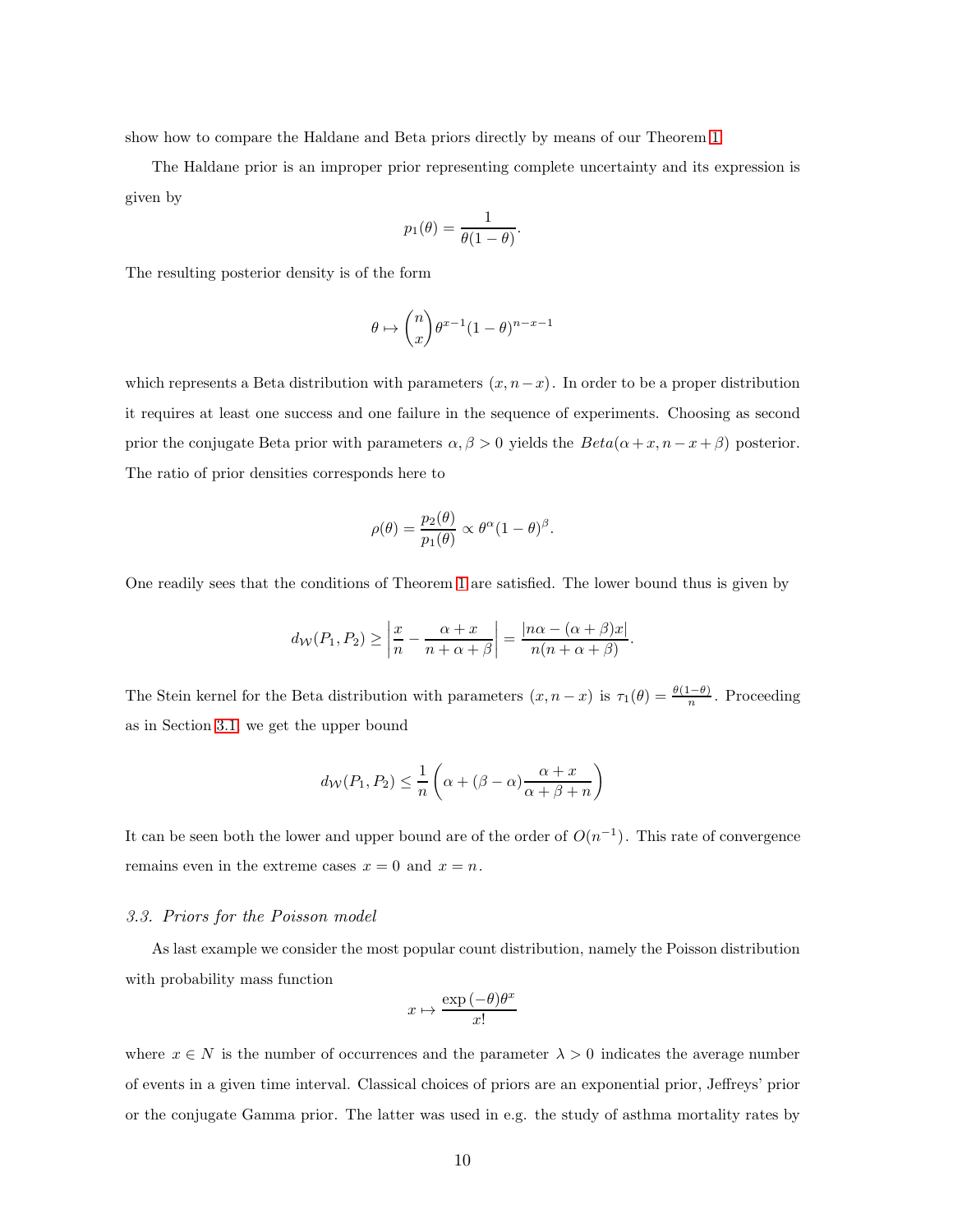show how to compare the Haldane and Beta priors directly by means of our Theorem 1.

The Haldane prior is an improper prior representing complete uncertainty and its expression is given by

$$p_1(\theta) = \frac{1}{\theta(1-\theta)}.$$

The resulting posterior density is of the form

$$\theta \mapsto \binom{n}{x} \theta^{x-1}(1-\theta)^{n-x-1}$$

which represents a Beta distribution with parameters $(x, n-x)$. In order to be a proper distribution it requires at least one success and one failure in the sequence of experiments. Choosing as second prior the conjugate Beta prior with parameters $\alpha, \beta > 0$ yields the $Beta(\alpha + x, n - x + \beta)$ posterior. The ratio of prior densities corresponds here to

$$\rho(\theta) = \frac{p_2(\theta)}{p_1(\theta)} \propto \theta^{\alpha}(1-\theta)^{\beta}.$$

One readily sees that the conditions of Theorem 1 are satisfied. The lower bound thus is given by

$$d_{\mathcal{W}}(P_1, P_2) \geq \left| \frac{x}{n} - \frac{\alpha + x}{n + \alpha + \beta} \right| = \frac{|n\alpha - (\alpha + \beta)x|}{n(n + \alpha + \beta)}.$$

The Stein kernel for the Beta distribution with parameters $(x, n-x)$ is $\tau_1(\theta) = \frac{\theta(1-\theta)}{n}$. Proceeding as in Section 3.1, we get the upper bound

$$d_{\mathcal{W}}(P_1, P_2) \leq \frac{1}{n}\left(\alpha + (\beta - \alpha)\frac{\alpha + x}{\alpha + \beta + n}\right)$$

It can be seen both the lower and upper bound are of the order of $O(n^{-1})$. This rate of convergence remains even in the extreme cases $x = 0$ and $x = n$.

### *3.3. Priors for the Poisson model*

As last example we consider the most popular count distribution, namely the Poisson distribution with probability mass function

$$x \mapsto \frac{\exp(-\theta)\theta^x}{x!}$$

where $x \in N$ is the number of occurrences and the parameter $\lambda > 0$ indicates the average number of events in a given time interval. Classical choices of priors are an exponential prior, Jeffreys' prior or the conjugate Gamma prior. The latter was used in e.g. the study of asthma mortality rates by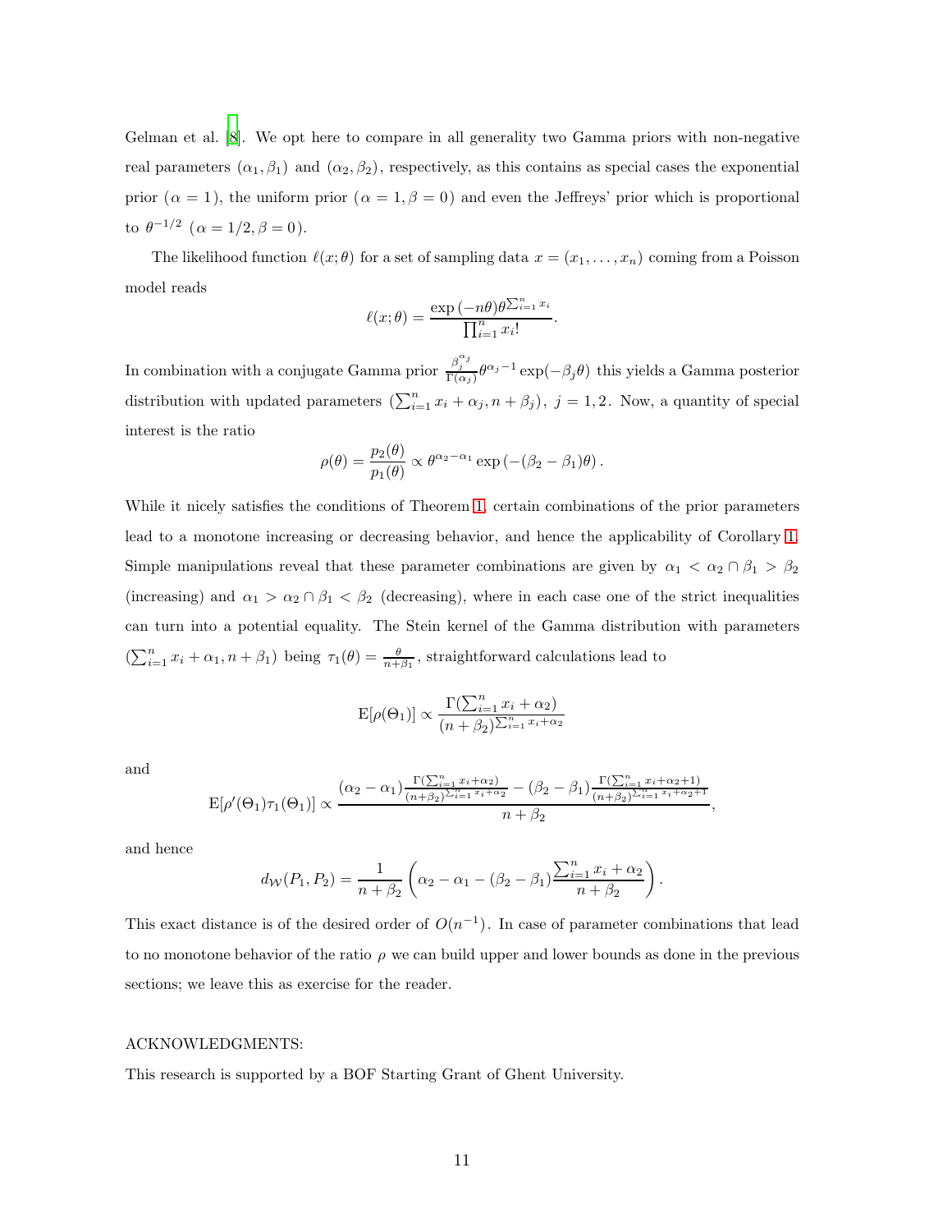Gelman et al. [8]. We opt here to compare in all generality two Gamma priors with non-negative real parameters $(\alpha_1, \beta_1)$ and $(\alpha_2, \beta_2)$, respectively, as this contains as special cases the exponential prior ($\alpha = 1$), the uniform prior ($\alpha = 1, \beta = 0$) and even the Jeffreys' prior which is proportional to $\theta^{-1/2}$ ($\alpha = 1/2, \beta = 0$).

The likelihood function $\ell(x;\theta)$ for a set of sampling data $x = (x_1, \ldots, x_n)$ coming from a Poisson model reads

$$\ell(x;\theta) = \frac{\exp(-n\theta)\theta^{\sum_{i=1}^n x_i}}{\prod_{i=1}^n x_i!}.$$

In combination with a conjugate Gamma prior $\frac{\beta_j^{\alpha_j}}{\Gamma(\alpha_j)}\theta^{\alpha_j - 1}\exp(-\beta_j\theta)$ this yields a Gamma posterior distribution with updated parameters $(\sum_{i=1}^n x_i + \alpha_j, n + \beta_j),\ j = 1, 2$. Now, a quantity of special interest is the ratio

$$\rho(\theta) = \frac{p_2(\theta)}{p_1(\theta)} \propto \theta^{\alpha_2 - \alpha_1}\exp\left(-(\beta_2 - \beta_1)\theta\right).$$

While it nicely satisfies the conditions of Theorem 1, certain combinations of the prior parameters lead to a monotone increasing or decreasing behavior, and hence the applicability of Corollary 1. Simple manipulations reveal that these parameter combinations are given by $\alpha_1 < \alpha_2 \cap \beta_1 > \beta_2$ (increasing) and $\alpha_1 > \alpha_2 \cap \beta_1 < \beta_2$ (decreasing), where in each case one of the strict inequalities can turn into a potential equality. The Stein kernel of the Gamma distribution with parameters $(\sum_{i=1}^n x_i + \alpha_1, n + \beta_1)$ being $\tau_1(\theta) = \frac{\theta}{n+\beta_1}$, straightforward calculations lead to

$$\mathrm{E}[\rho(\Theta_1)] \propto \frac{\Gamma(\sum_{i=1}^n x_i + \alpha_2)}{(n + \beta_2)^{\sum_{i=1}^n x_i + \alpha_2}}$$

and

$$\mathrm{E}[\rho'(\Theta_1)\tau_1(\Theta_1)] \propto \frac{(\alpha_2 - \alpha_1)\frac{\Gamma(\sum_{i=1}^n x_i + \alpha_2)}{(n+\beta_2)^{\sum_{i=1}^n x_i + \alpha_2}} - (\beta_2 - \beta_1)\frac{\Gamma(\sum_{i=1}^n x_i + \alpha_2 + 1)}{(n+\beta_2)^{\sum_{i=1}^n x_i + \alpha_2 + 1}}}{n + \beta_2},$$

and hence

$$d_{\mathcal{W}}(P_1, P_2) = \frac{1}{n + \beta_2}\left(\alpha_2 - \alpha_1 - (\beta_2 - \beta_1)\frac{\sum_{i=1}^n x_i + \alpha_2}{n + \beta_2}\right).$$

This exact distance is of the desired order of $O(n^{-1})$. In case of parameter combinations that lead to no monotone behavior of the ratio $\rho$ we can build upper and lower bounds as done in the previous sections; we leave this as exercise for the reader.

ACKNOWLEDGMENTS:

This research is supported by a BOF Starting Grant of Ghent University.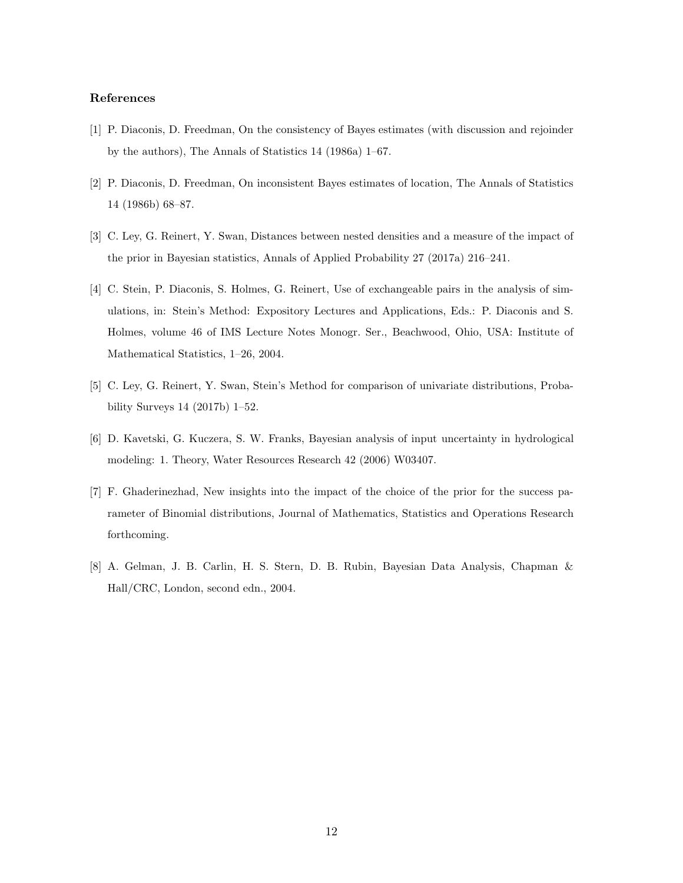## References

[1] P. Diaconis, D. Freedman, On the consistency of Bayes estimates (with discussion and rejoinder by the authors), The Annals of Statistics 14 (1986a) 1–67.

[2] P. Diaconis, D. Freedman, On inconsistent Bayes estimates of location, The Annals of Statistics 14 (1986b) 68–87.

[3] C. Ley, G. Reinert, Y. Swan, Distances between nested densities and a measure of the impact of the prior in Bayesian statistics, Annals of Applied Probability 27 (2017a) 216–241.

[4] C. Stein, P. Diaconis, S. Holmes, G. Reinert, Use of exchangeable pairs in the analysis of simulations, in: Stein's Method: Expository Lectures and Applications, Eds.: P. Diaconis and S. Holmes, volume 46 of IMS Lecture Notes Monogr. Ser., Beachwood, Ohio, USA: Institute of Mathematical Statistics, 1–26, 2004.

[5] C. Ley, G. Reinert, Y. Swan, Stein's Method for comparison of univariate distributions, Probability Surveys 14 (2017b) 1–52.

[6] D. Kavetski, G. Kuczera, S. W. Franks, Bayesian analysis of input uncertainty in hydrological modeling: 1. Theory, Water Resources Research 42 (2006) W03407.

[7] F. Ghaderinezhad, New insights into the impact of the choice of the prior for the success parameter of Binomial distributions, Journal of Mathematics, Statistics and Operations Research forthcoming.

[8] A. Gelman, J. B. Carlin, H. S. Stern, D. B. Rubin, Bayesian Data Analysis, Chapman & Hall/CRC, London, second edn., 2004.